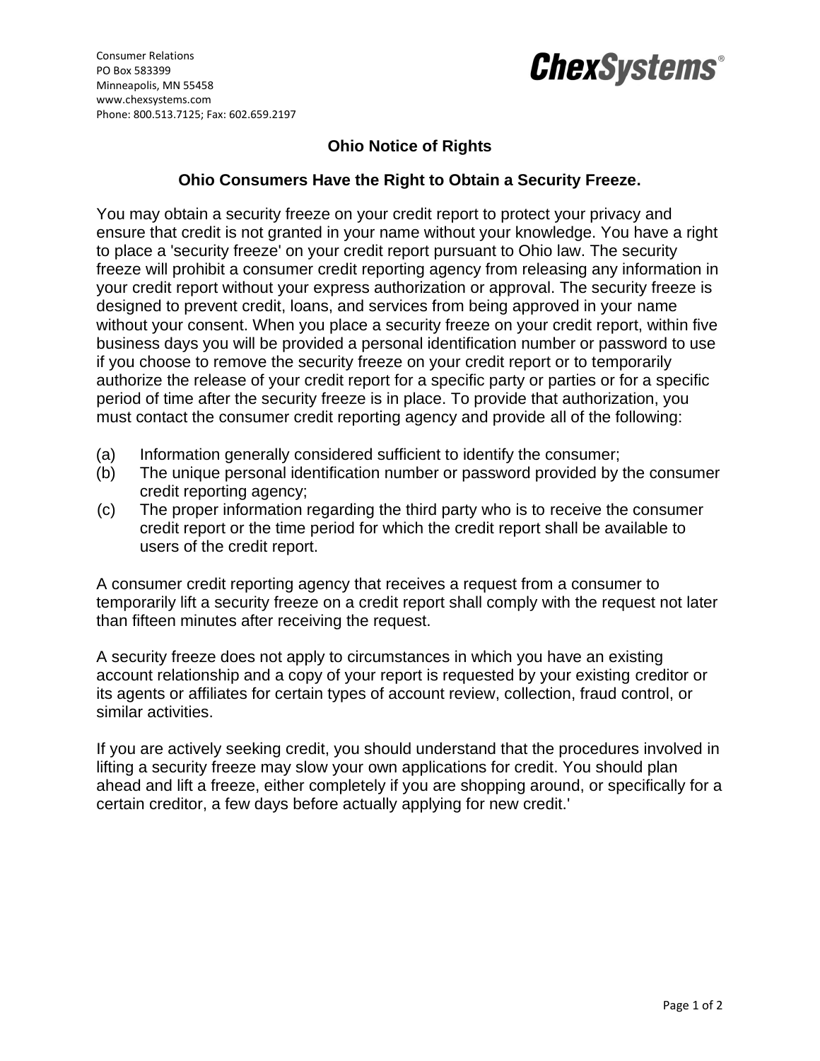Consumer Relations
PO Box 583399
Minneapolis, MN 55458
www.chexsystems.com
Phone: 800.513.7125; Fax: 602.659.2197

**ChexSystems**®

## Ohio Notice of Rights

### Ohio Consumers Have the Right to Obtain a Security Freeze.

You may obtain a security freeze on your credit report to protect your privacy and ensure that credit is not granted in your name without your knowledge. You have a right to place a 'security freeze' on your credit report pursuant to Ohio law. The security freeze will prohibit a consumer credit reporting agency from releasing any information in your credit report without your express authorization or approval. The security freeze is designed to prevent credit, loans, and services from being approved in your name without your consent. When you place a security freeze on your credit report, within five business days you will be provided a personal identification number or password to use if you choose to remove the security freeze on your credit report or to temporarily authorize the release of your credit report for a specific party or parties or for a specific period of time after the security freeze is in place. To provide that authorization, you must contact the consumer credit reporting agency and provide all of the following:

(a) Information generally considered sufficient to identify the consumer;
(b) The unique personal identification number or password provided by the consumer credit reporting agency;
(c) The proper information regarding the third party who is to receive the consumer credit report or the time period for which the credit report shall be available to users of the credit report.

A consumer credit reporting agency that receives a request from a consumer to temporarily lift a security freeze on a credit report shall comply with the request not later than fifteen minutes after receiving the request.

A security freeze does not apply to circumstances in which you have an existing account relationship and a copy of your report is requested by your existing creditor or its agents or affiliates for certain types of account review, collection, fraud control, or similar activities.

If you are actively seeking credit, you should understand that the procedures involved in lifting a security freeze may slow your own applications for credit. You should plan ahead and lift a freeze, either completely if you are shopping around, or specifically for a certain creditor, a few days before actually applying for new credit.'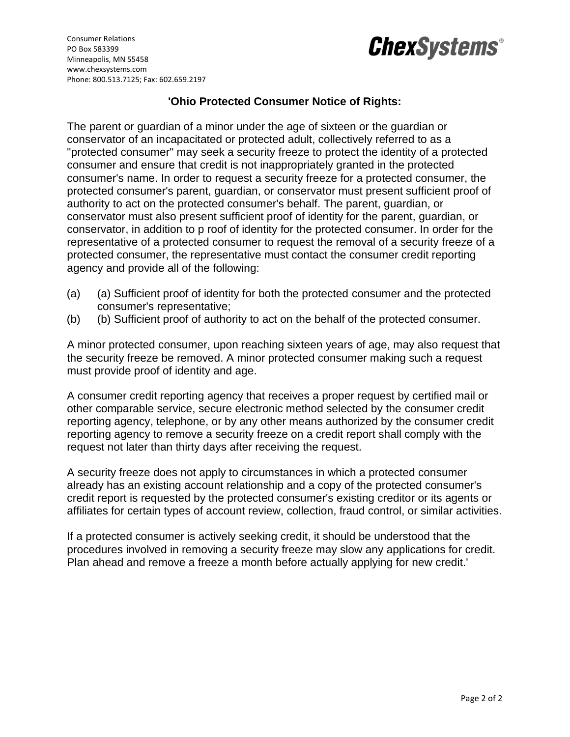Consumer Relations
PO Box 583399
Minneapolis, MN 55458
www.chexsystems.com
Phone: 800.513.7125; Fax: 602.659.2197

**ChexSystems®**

## 'Ohio Protected Consumer Notice of Rights:

The parent or guardian of a minor under the age of sixteen or the guardian or conservator of an incapacitated or protected adult, collectively referred to as a "protected consumer" may seek a security freeze to protect the identity of a protected consumer and ensure that credit is not inappropriately granted in the protected consumer's name. In order to request a security freeze for a protected consumer, the protected consumer's parent, guardian, or conservator must present sufficient proof of authority to act on the protected consumer's behalf. The parent, guardian, or conservator must also present sufficient proof of identity for the parent, guardian, or conservator, in addition to p roof of identity for the protected consumer. In order for the representative of a protected consumer to request the removal of a security freeze of a protected consumer, the representative must contact the consumer credit reporting agency and provide all of the following:

(a) (a) Sufficient proof of identity for both the protected consumer and the protected consumer's representative;
(b) (b) Sufficient proof of authority to act on the behalf of the protected consumer.

A minor protected consumer, upon reaching sixteen years of age, may also request that the security freeze be removed. A minor protected consumer making such a request must provide proof of identity and age.

A consumer credit reporting agency that receives a proper request by certified mail or other comparable service, secure electronic method selected by the consumer credit reporting agency, telephone, or by any other means authorized by the consumer credit reporting agency to remove a security freeze on a credit report shall comply with the request not later than thirty days after receiving the request.

A security freeze does not apply to circumstances in which a protected consumer already has an existing account relationship and a copy of the protected consumer's credit report is requested by the protected consumer's existing creditor or its agents or affiliates for certain types of account review, collection, fraud control, or similar activities.

If a protected consumer is actively seeking credit, it should be understood that the procedures involved in removing a security freeze may slow any applications for credit. Plan ahead and remove a freeze a month before actually applying for new credit.'